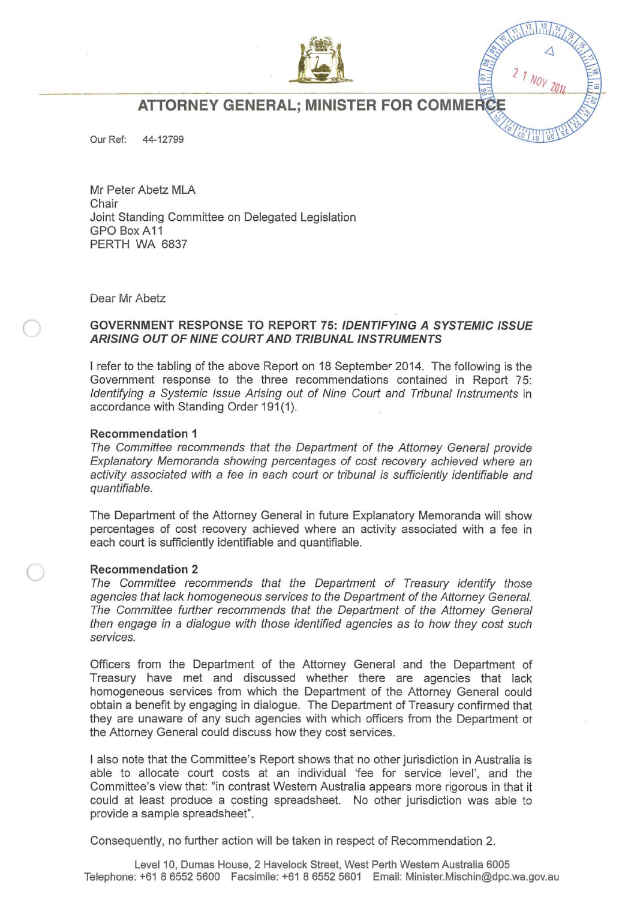# ATTORNEY GENERAL; MINISTER FOR COMMERCE

21 NOV 2014

Our Ref: 44-12799

Mr Peter Abetz MLA
Chair
Joint Standing Committee on Delegated Legislation
GPO Box A11
PERTH WA 6837

Dear Mr Abetz

**GOVERNMENT RESPONSE TO REPORT 75: *IDENTIFYING A SYSTEMIC ISSUE ARISING OUT OF NINE COURT AND TRIBUNAL INSTRUMENTS***

I refer to the tabling of the above Report on 18 September 2014. The following is the Government response to the three recommendations contained in Report 75: *Identifying a Systemic Issue Arising out of Nine Court and Tribunal Instruments* in accordance with Standing Order 191(1).

**Recommendation 1**

*The Committee recommends that the Department of the Attorney General provide Explanatory Memoranda showing percentages of cost recovery achieved where an activity associated with a fee in each court or tribunal is sufficiently identifiable and quantifiable.*

The Department of the Attorney General in future Explanatory Memoranda will show percentages of cost recovery achieved where an activity associated with a fee in each court is sufficiently identifiable and quantifiable.

**Recommendation 2**

*The Committee recommends that the Department of Treasury identify those agencies that lack homogeneous services to the Department of the Attorney General. The Committee further recommends that the Department of the Attorney General then engage in a dialogue with those identified agencies as to how they cost such services.*

Officers from the Department of the Attorney General and the Department of Treasury have met and discussed whether there are agencies that lack homogeneous services from which the Department of the Attorney General could obtain a benefit by engaging in dialogue. The Department of Treasury confirmed that they are unaware of any such agencies with which officers from the Department of the Attorney General could discuss how they cost services.

I also note that the Committee's Report shows that no other jurisdiction in Australia is able to allocate court costs at an individual 'fee for service level', and the Committee's view that: "in contrast Western Australia appears more rigorous in that it could at least produce a costing spreadsheet. No other jurisdiction was able to provide a sample spreadsheet".

Consequently, no further action will be taken in respect of Recommendation 2.

Level 10, Dumas House, 2 Havelock Street, West Perth Western Australia 6005
Telephone: +61 8 6552 5600 Facsimile: +61 8 6552 5601 Email: Minister.Mischin@dpc.wa.gov.au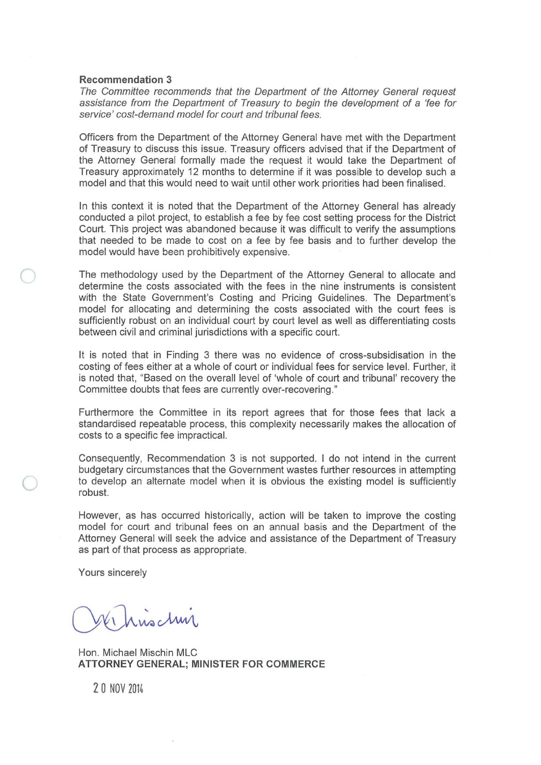**Recommendation 3**

*The Committee recommends that the Department of the Attorney General request assistance from the Department of Treasury to begin the development of a 'fee for service' cost-demand model for court and tribunal fees.*

Officers from the Department of the Attorney General have met with the Department of Treasury to discuss this issue. Treasury officers advised that if the Department of the Attorney General formally made the request it would take the Department of Treasury approximately 12 months to determine if it was possible to develop such a model and that this would need to wait until other work priorities had been finalised.

In this context it is noted that the Department of the Attorney General has already conducted a pilot project, to establish a fee by fee cost setting process for the District Court. This project was abandoned because it was difficult to verify the assumptions that needed to be made to cost on a fee by fee basis and to further develop the model would have been prohibitively expensive.

The methodology used by the Department of the Attorney General to allocate and determine the costs associated with the fees in the nine instruments is consistent with the State Government's Costing and Pricing Guidelines. The Department's model for allocating and determining the costs associated with the court fees is sufficiently robust on an individual court by court level as well as differentiating costs between civil and criminal jurisdictions with a specific court.

It is noted that in Finding 3 there was no evidence of cross-subsidisation in the costing of fees either at a whole of court or individual fees for service level. Further, it is noted that, "Based on the overall level of 'whole of court and tribunal' recovery the Committee doubts that fees are currently over-recovering."

Furthermore the Committee in its report agrees that for those fees that lack a standardised repeatable process, this complexity necessarily makes the allocation of costs to a specific fee impractical.

Consequently, Recommendation 3 is not supported. I do not intend in the current budgetary circumstances that the Government wastes further resources in attempting to develop an alternate model when it is obvious the existing model is sufficiently robust.

However, as has occurred historically, action will be taken to improve the costing model for court and tribunal fees on an annual basis and the Department of the Attorney General will seek the advice and assistance of the Department of Treasury as part of that process as appropriate.

Yours sincerely

Hon. Michael Mischin MLC
**ATTORNEY GENERAL; MINISTER FOR COMMERCE**

20 NOV 2014